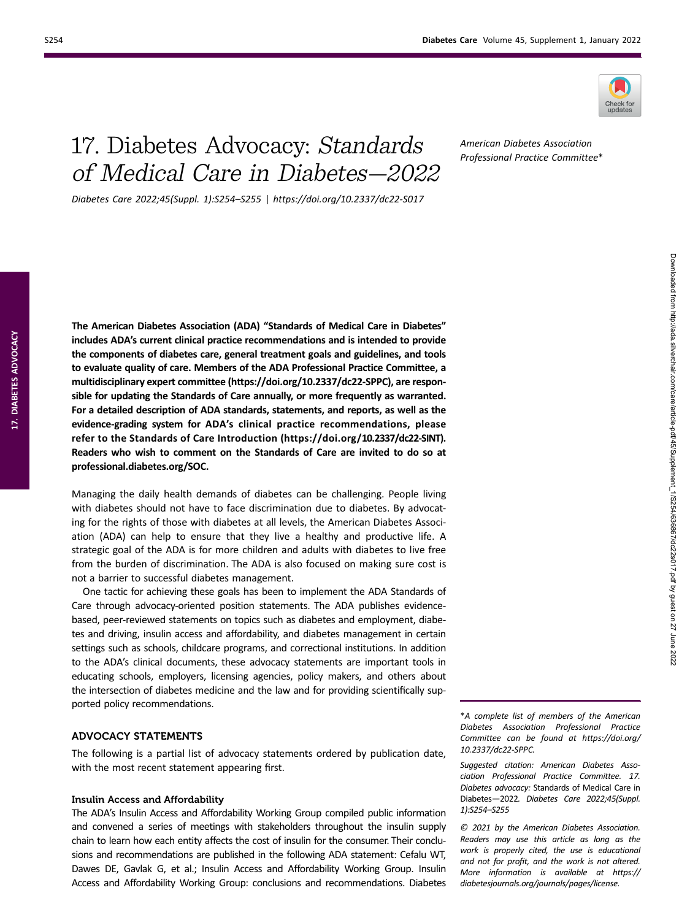# 17. Diabetes Advocacy: *Standards of Medical Care in Diabetes—2022*

*Diabetes Care 2022;45(Suppl. 1):S254–S255 | https://doi.org/10.2337/dc22-S017*

*American Diabetes Association Professional Practice Committee**

**The American Diabetes Association (ADA) "Standards of Medical Care in Diabetes" includes ADA's current clinical practice recommendations and is intended to provide the components of diabetes care, general treatment goals and guidelines, and tools to evaluate quality of care. Members of the ADA Professional Practice Committee, a multidisciplinary expert committee (https://doi.org/10.2337/dc22-SPPC), are responsible for updating the Standards of Care annually, or more frequently as warranted. For a detailed description of ADA standards, statements, and reports, as well as the evidence-grading system for ADA's clinical practice recommendations, please refer to the Standards of Care Introduction (https://doi.org/10.2337/dc22-SINT). Readers who wish to comment on the Standards of Care are invited to do so at professional.diabetes.org/SOC.**

Managing the daily health demands of diabetes can be challenging. People living with diabetes should not have to face discrimination due to diabetes. By advocating for the rights of those with diabetes at all levels, the American Diabetes Association (ADA) can help to ensure that they live a healthy and productive life. A strategic goal of the ADA is for more children and adults with diabetes to live free from the burden of discrimination. The ADA is also focused on making sure cost is not a barrier to successful diabetes management.

One tactic for achieving these goals has been to implement the ADA Standards of Care through advocacy-oriented position statements. The ADA publishes evidence-based, peer-reviewed statements on topics such as diabetes and employment, diabetes and driving, insulin access and affordability, and diabetes management in certain settings such as schools, childcare programs, and correctional institutions. In addition to the ADA's clinical documents, these advocacy statements are important tools in educating schools, employers, licensing agencies, policy makers, and others about the intersection of diabetes medicine and the law and for providing scientifically supported policy recommendations.

## ADVOCACY STATEMENTS

The following is a partial list of advocacy statements ordered by publication date, with the most recent statement appearing first.

### Insulin Access and Affordability

The ADA's Insulin Access and Affordability Working Group compiled public information and convened a series of meetings with stakeholders throughout the insulin supply chain to learn how each entity affects the cost of insulin for the consumer. Their conclusions and recommendations are published in the following ADA statement: Cefalu WT, Dawes DE, Gavlak G, et al.; Insulin Access and Affordability Working Group. Insulin Access and Affordability Working Group: conclusions and recommendations. Diabetes

**A complete list of members of the American Diabetes Association Professional Practice Committee can be found at https://doi.org/10.2337/dc22-SPPC.*

*Suggested citation: American Diabetes Association Professional Practice Committee. 17. Diabetes advocacy:* Standards of Medical Care in Diabetes—2022. *Diabetes Care 2022;45(Suppl. 1):S254–S255*

*© 2021 by the American Diabetes Association. Readers may use this article as long as the work is properly cited, the use is educational and not for profit, and the work is not altered. More information is available at https://diabetesjournals.org/journals/pages/license.*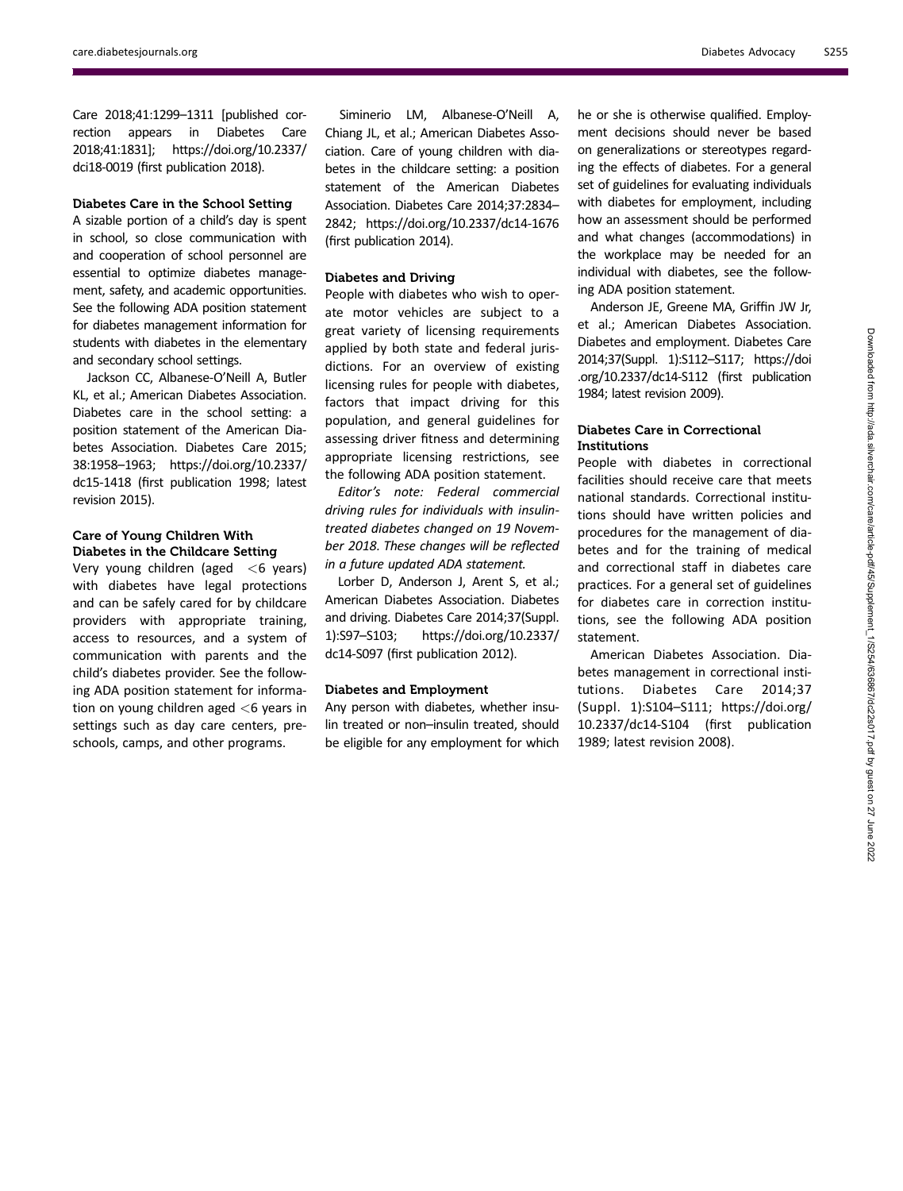Care 2018;41:1299–1311 [published correction appears in Diabetes Care 2018;41:1831]; https://doi.org/10.2337/dci18-0019 (first publication 2018).

### Diabetes Care in the School Setting

A sizable portion of a child's day is spent in school, so close communication with and cooperation of school personnel are essential to optimize diabetes management, safety, and academic opportunities. See the following ADA position statement for diabetes management information for students with diabetes in the elementary and secondary school settings.

Jackson CC, Albanese-O'Neill A, Butler KL, et al.; American Diabetes Association. Diabetes care in the school setting: a position statement of the American Diabetes Association. Diabetes Care 2015; 38:1958–1963; https://doi.org/10.2337/dc15-1418 (first publication 1998; latest revision 2015).

### Care of Young Children With Diabetes in the Childcare Setting

Very young children (aged $<6$ years) with diabetes have legal protections and can be safely cared for by childcare providers with appropriate training, access to resources, and a system of communication with parents and the child's diabetes provider. See the following ADA position statement for information on young children aged $<6$ years in settings such as day care centers, preschools, camps, and other programs.

Siminerio LM, Albanese-O'Neill A, Chiang JL, et al.; American Diabetes Association. Care of young children with diabetes in the childcare setting: a position statement of the American Diabetes Association. Diabetes Care 2014;37:2834–2842; https://doi.org/10.2337/dc14-1676 (first publication 2014).

### Diabetes and Driving

People with diabetes who wish to operate motor vehicles are subject to a great variety of licensing requirements applied by both state and federal jurisdictions. For an overview of existing licensing rules for people with diabetes, factors that impact driving for this population, and general guidelines for assessing driver fitness and determining appropriate licensing restrictions, see the following ADA position statement.

*Editor's note: Federal commercial driving rules for individuals with insulin-treated diabetes changed on 19 November 2018. These changes will be reflected in a future updated ADA statement.*

Lorber D, Anderson J, Arent S, et al.; American Diabetes Association. Diabetes and driving. Diabetes Care 2014;37(Suppl. 1):S97–S103; https://doi.org/10.2337/dc14-S097 (first publication 2012).

### Diabetes and Employment

Any person with diabetes, whether insulin treated or non–insulin treated, should be eligible for any employment for which he or she is otherwise qualified. Employment decisions should never be based on generalizations or stereotypes regarding the effects of diabetes. For a general set of guidelines for evaluating individuals with diabetes for employment, including how an assessment should be performed and what changes (accommodations) in the workplace may be needed for an individual with diabetes, see the following ADA position statement.

Anderson JE, Greene MA, Griffin JW Jr, et al.; American Diabetes Association. Diabetes and employment. Diabetes Care 2014;37(Suppl. 1):S112–S117; https://doi.org/10.2337/dc14-S112 (first publication 1984; latest revision 2009).

### Diabetes Care in Correctional Institutions

People with diabetes in correctional facilities should receive care that meets national standards. Correctional institutions should have written policies and procedures for the management of diabetes and for the training of medical and correctional staff in diabetes care practices. For a general set of guidelines for diabetes care in correction institutions, see the following ADA position statement.

American Diabetes Association. Diabetes management in correctional institutions. Diabetes Care 2014;37 (Suppl. 1):S104–S111; https://doi.org/10.2337/dc14-S104 (first publication 1989; latest revision 2008).